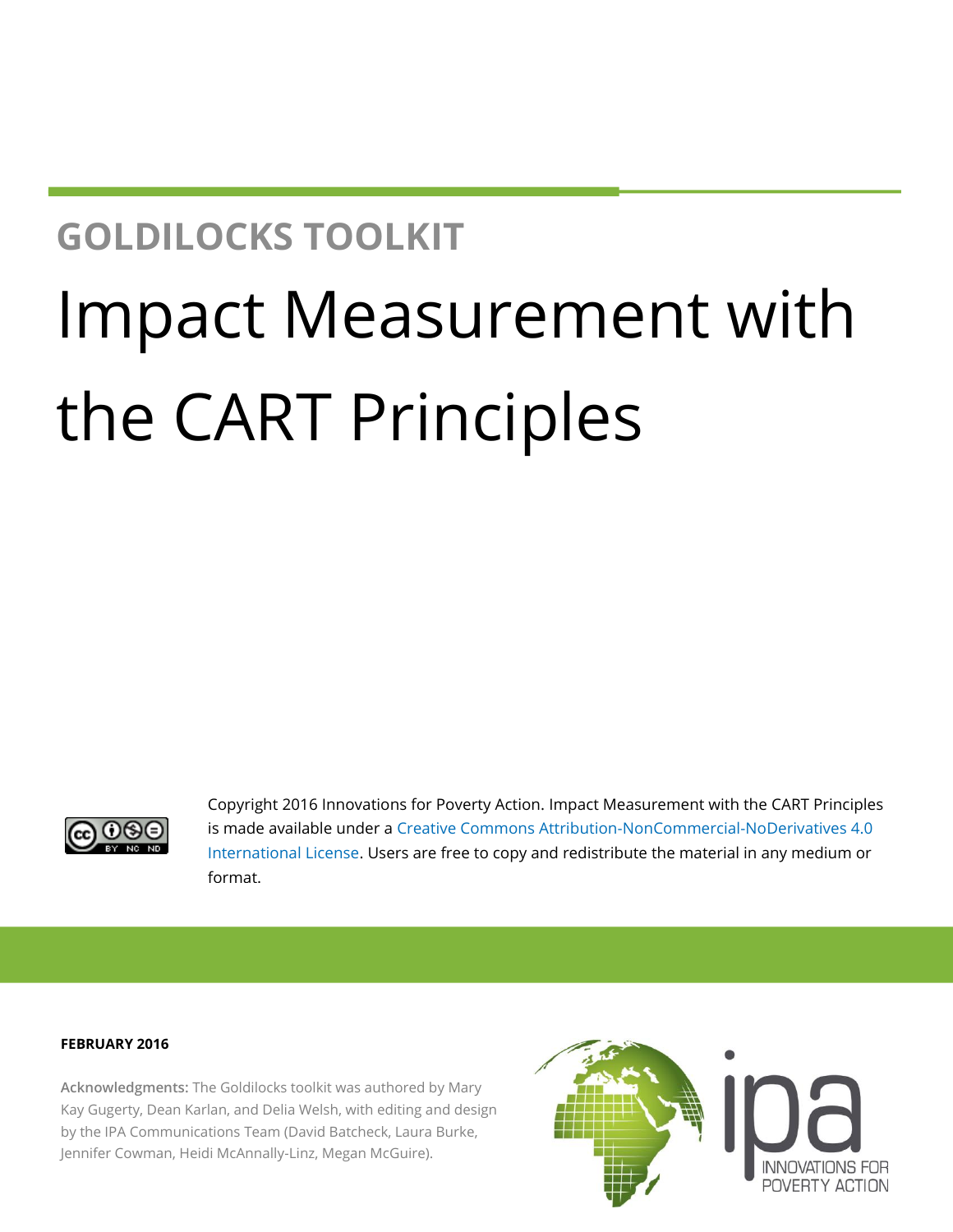**GOLDILOCKS TOOLKIT**

# Impact Measurement with the CART Principles

Copyright 2016 Innovations for Poverty Action. Impact Measurement with the CART Principles is made available under a Creative Commons Attribution-NonCommercial-NoDerivatives 4.0 International License. Users are free to copy and redistribute the material in any medium or format.

**FEBRUARY 2016**

**Acknowledgments:** The Goldilocks toolkit was authored by Mary Kay Gugerty, Dean Karlan, and Delia Welsh, with editing and design by the IPA Communications Team (David Batcheck, Laura Burke, Jennifer Cowman, Heidi McAnnally-Linz, Megan McGuire).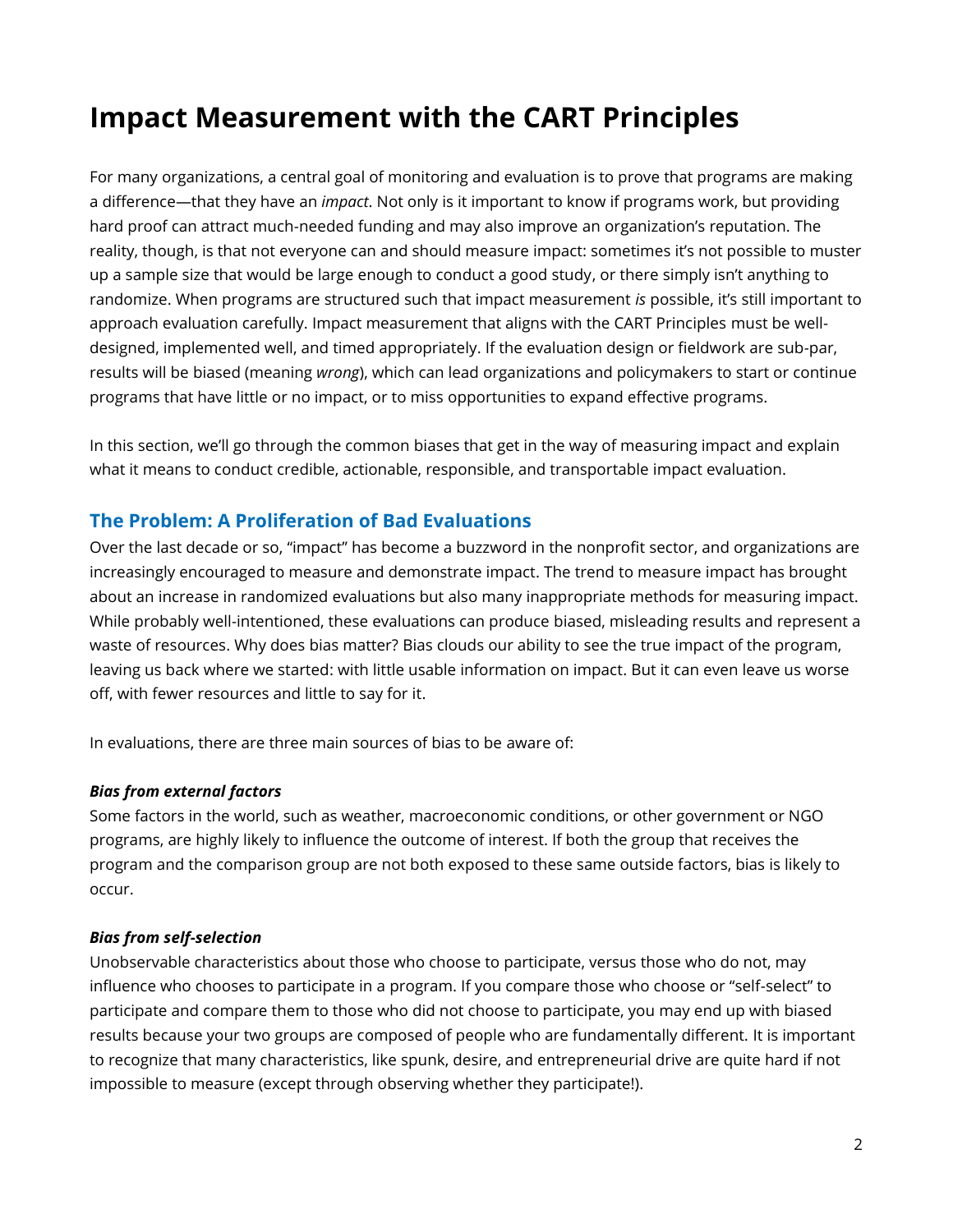# Impact Measurement with the CART Principles

For many organizations, a central goal of monitoring and evaluation is to prove that programs are making a difference—that they have an *impact*. Not only is it important to know if programs work, but providing hard proof can attract much-needed funding and may also improve an organization's reputation. The reality, though, is that not everyone can and should measure impact: sometimes it's not possible to muster up a sample size that would be large enough to conduct a good study, or there simply isn't anything to randomize. When programs are structured such that impact measurement *is* possible, it's still important to approach evaluation carefully. Impact measurement that aligns with the CART Principles must be well-designed, implemented well, and timed appropriately. If the evaluation design or fieldwork are sub-par, results will be biased (meaning *wrong*), which can lead organizations and policymakers to start or continue programs that have little or no impact, or to miss opportunities to expand effective programs.

In this section, we'll go through the common biases that get in the way of measuring impact and explain what it means to conduct credible, actionable, responsible, and transportable impact evaluation.

## The Problem: A Proliferation of Bad Evaluations

Over the last decade or so, "impact" has become a buzzword in the nonprofit sector, and organizations are increasingly encouraged to measure and demonstrate impact. The trend to measure impact has brought about an increase in randomized evaluations but also many inappropriate methods for measuring impact. While probably well-intentioned, these evaluations can produce biased, misleading results and represent a waste of resources. Why does bias matter? Bias clouds our ability to see the true impact of the program, leaving us back where we started: with little usable information on impact. But it can even leave us worse off, with fewer resources and little to say for it.

In evaluations, there are three main sources of bias to be aware of:

***Bias from external factors***

Some factors in the world, such as weather, macroeconomic conditions, or other government or NGO programs, are highly likely to influence the outcome of interest. If both the group that receives the program and the comparison group are not both exposed to these same outside factors, bias is likely to occur.

***Bias from self-selection***

Unobservable characteristics about those who choose to participate, versus those who do not, may influence who chooses to participate in a program. If you compare those who choose or "self-select" to participate and compare them to those who did not choose to participate, you may end up with biased results because your two groups are composed of people who are fundamentally different. It is important to recognize that many characteristics, like spunk, desire, and entrepreneurial drive are quite hard if not impossible to measure (except through observing whether they participate!).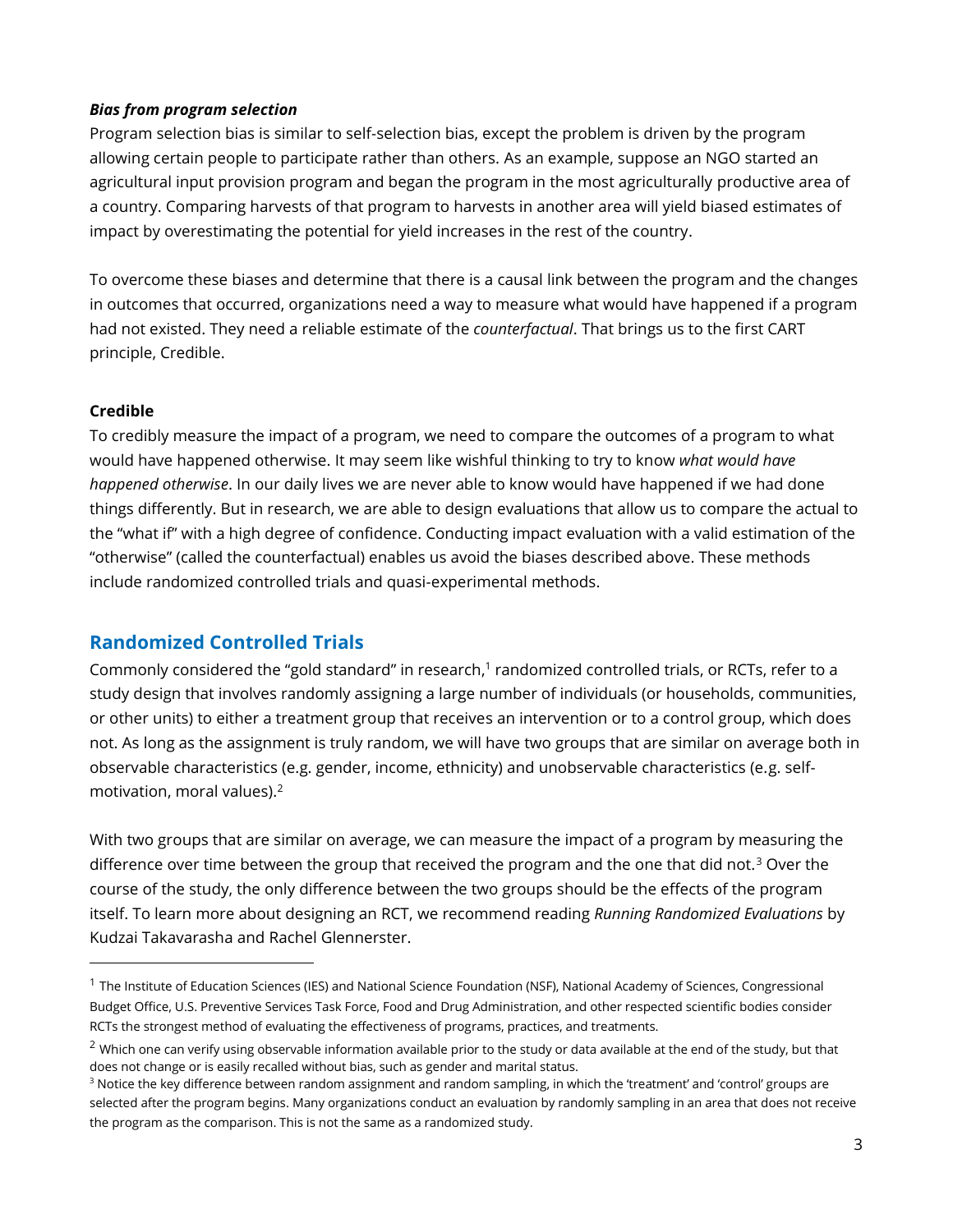***Bias from program selection***

Program selection bias is similar to self-selection bias, except the problem is driven by the program allowing certain people to participate rather than others. As an example, suppose an NGO started an agricultural input provision program and began the program in the most agriculturally productive area of a country. Comparing harvests of that program to harvests in another area will yield biased estimates of impact by overestimating the potential for yield increases in the rest of the country.

To overcome these biases and determine that there is a causal link between the program and the changes in outcomes that occurred, organizations need a way to measure what would have happened if a program had not existed. They need a reliable estimate of the *counterfactual*. That brings us to the first CART principle, Credible.

**Credible**

To credibly measure the impact of a program, we need to compare the outcomes of a program to what would have happened otherwise. It may seem like wishful thinking to try to know *what would have happened otherwise*. In our daily lives we are never able to know would have happened if we had done things differently. But in research, we are able to design evaluations that allow us to compare the actual to the "what if" with a high degree of confidence. Conducting impact evaluation with a valid estimation of the "otherwise" (called the counterfactual) enables us avoid the biases described above. These methods include randomized controlled trials and quasi-experimental methods.

## Randomized Controlled Trials

Commonly considered the "gold standard" in research,[1] randomized controlled trials, or RCTs, refer to a study design that involves randomly assigning a large number of individuals (or households, communities, or other units) to either a treatment group that receives an intervention or to a control group, which does not. As long as the assignment is truly random, we will have two groups that are similar on average both in observable characteristics (e.g. gender, income, ethnicity) and unobservable characteristics (e.g. self-motivation, moral values).[2]

With two groups that are similar on average, we can measure the impact of a program by measuring the difference over time between the group that received the program and the one that did not.[3] Over the course of the study, the only difference between the two groups should be the effects of the program itself. To learn more about designing an RCT, we recommend reading *Running Randomized Evaluations* by Kudzai Takavarasha and Rachel Glennerster.

---

[1] The Institute of Education Sciences (IES) and National Science Foundation (NSF), National Academy of Sciences, Congressional Budget Office, U.S. Preventive Services Task Force, Food and Drug Administration, and other respected scientific bodies consider RCTs the strongest method of evaluating the effectiveness of programs, practices, and treatments.

[2] Which one can verify using observable information available prior to the study or data available at the end of the study, but that does not change or is easily recalled without bias, such as gender and marital status.

[3] Notice the key difference between random assignment and random sampling, in which the 'treatment' and 'control' groups are selected after the program begins. Many organizations conduct an evaluation by randomly sampling in an area that does not receive the program as the comparison. This is not the same as a randomized study.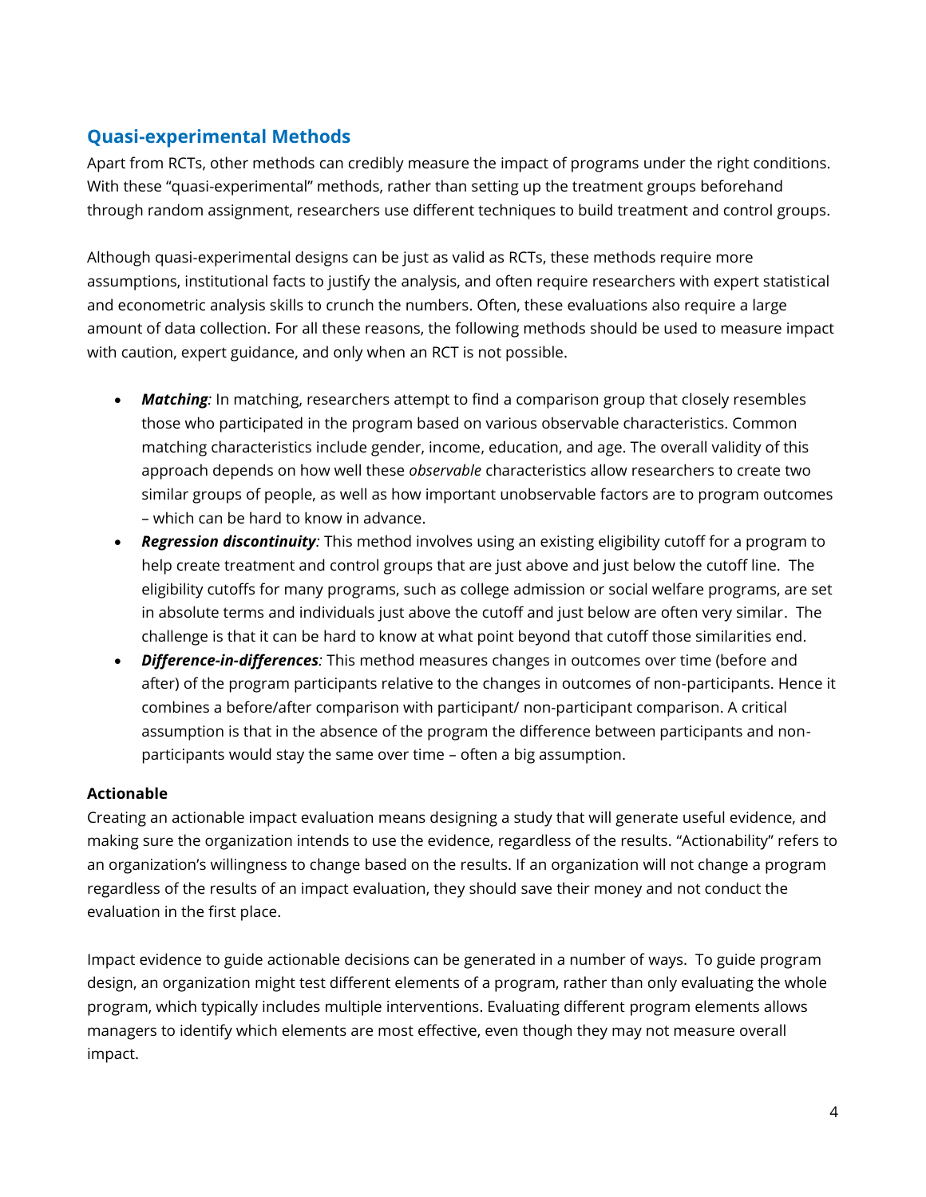## Quasi-experimental Methods

Apart from RCTs, other methods can credibly measure the impact of programs under the right conditions. With these "quasi-experimental" methods, rather than setting up the treatment groups beforehand through random assignment, researchers use different techniques to build treatment and control groups.

Although quasi-experimental designs can be just as valid as RCTs, these methods require more assumptions, institutional facts to justify the analysis, and often require researchers with expert statistical and econometric analysis skills to crunch the numbers. Often, these evaluations also require a large amount of data collection. For all these reasons, the following methods should be used to measure impact with caution, expert guidance, and only when an RCT is not possible.

- ***Matching**:* In matching, researchers attempt to find a comparison group that closely resembles those who participated in the program based on various observable characteristics. Common matching characteristics include gender, income, education, and age. The overall validity of this approach depends on how well these *observable* characteristics allow researchers to create two similar groups of people, as well as how important unobservable factors are to program outcomes – which can be hard to know in advance.
- ***Regression discontinuity**:* This method involves using an existing eligibility cutoff for a program to help create treatment and control groups that are just above and just below the cutoff line. The eligibility cutoffs for many programs, such as college admission or social welfare programs, are set in absolute terms and individuals just above the cutoff and just below are often very similar. The challenge is that it can be hard to know at what point beyond that cutoff those similarities end.
- ***Difference-in-differences**:* This method measures changes in outcomes over time (before and after) of the program participants relative to the changes in outcomes of non-participants. Hence it combines a before/after comparison with participant/ non-participant comparison. A critical assumption is that in the absence of the program the difference between participants and non-participants would stay the same over time – often a big assumption.

### Actionable

Creating an actionable impact evaluation means designing a study that will generate useful evidence, and making sure the organization intends to use the evidence, regardless of the results. "Actionability" refers to an organization's willingness to change based on the results. If an organization will not change a program regardless of the results of an impact evaluation, they should save their money and not conduct the evaluation in the first place.

Impact evidence to guide actionable decisions can be generated in a number of ways. To guide program design, an organization might test different elements of a program, rather than only evaluating the whole program, which typically includes multiple interventions. Evaluating different program elements allows managers to identify which elements are most effective, even though they may not measure overall impact.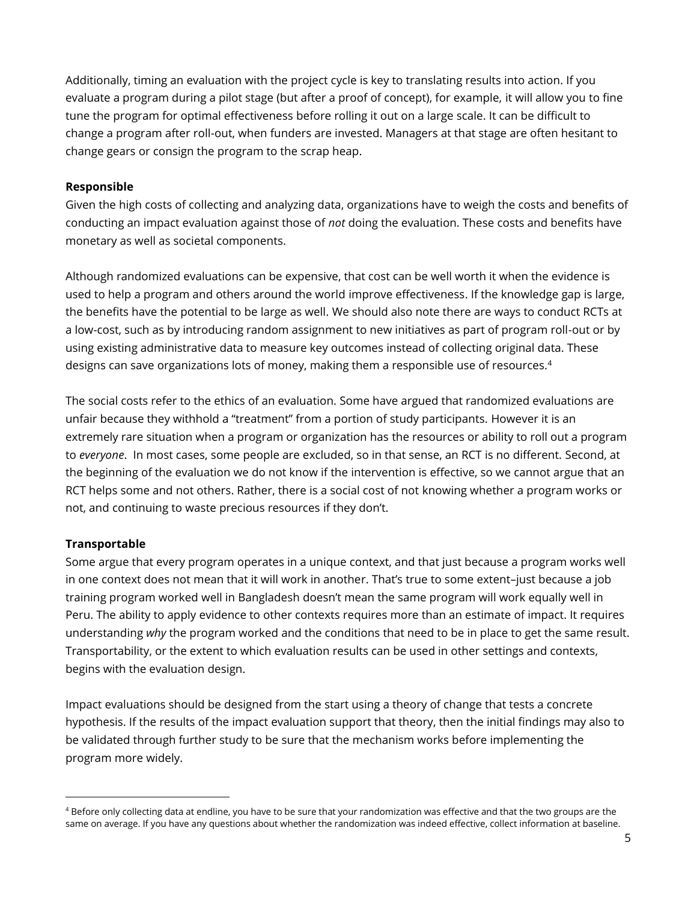Additionally, timing an evaluation with the project cycle is key to translating results into action. If you evaluate a program during a pilot stage (but after a proof of concept), for example, it will allow you to fine tune the program for optimal effectiveness before rolling it out on a large scale. It can be difficult to change a program after roll-out, when funders are invested. Managers at that stage are often hesitant to change gears or consign the program to the scrap heap.

**Responsible**
Given the high costs of collecting and analyzing data, organizations have to weigh the costs and benefits of conducting an impact evaluation against those of *not* doing the evaluation. These costs and benefits have monetary as well as societal components.

Although randomized evaluations can be expensive, that cost can be well worth it when the evidence is used to help a program and others around the world improve effectiveness. If the knowledge gap is large, the benefits have the potential to be large as well. We should also note there are ways to conduct RCTs at a low-cost, such as by introducing random assignment to new initiatives as part of program roll-out or by using existing administrative data to measure key outcomes instead of collecting original data. These designs can save organizations lots of money, making them a responsible use of resources.[4]

The social costs refer to the ethics of an evaluation. Some have argued that randomized evaluations are unfair because they withhold a "treatment" from a portion of study participants. However it is an extremely rare situation when a program or organization has the resources or ability to roll out a program to *everyone*. In most cases, some people are excluded, so in that sense, an RCT is no different. Second, at the beginning of the evaluation we do not know if the intervention is effective, so we cannot argue that an RCT helps some and not others. Rather, there is a social cost of not knowing whether a program works or not, and continuing to waste precious resources if they don't.

**Transportable**
Some argue that every program operates in a unique context, and that just because a program works well in one context does not mean that it will work in another. That's true to some extent–just because a job training program worked well in Bangladesh doesn't mean the same program will work equally well in Peru. The ability to apply evidence to other contexts requires more than an estimate of impact. It requires understanding *why* the program worked and the conditions that need to be in place to get the same result. Transportability, or the extent to which evaluation results can be used in other settings and contexts, begins with the evaluation design.

Impact evaluations should be designed from the start using a theory of change that tests a concrete hypothesis. If the results of the impact evaluation support that theory, then the initial findings may also to be validated through further study to be sure that the mechanism works before implementing the program more widely.

---

[4] Before only collecting data at endline, you have to be sure that your randomization was effective and that the two groups are the same on average. If you have any questions about whether the randomization was indeed effective, collect information at baseline.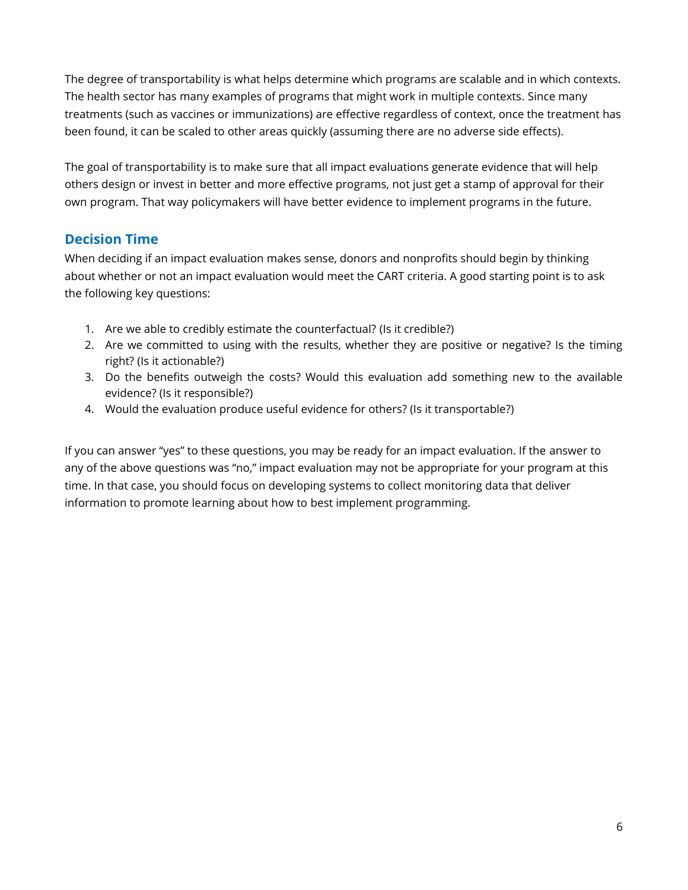The degree of transportability is what helps determine which programs are scalable and in which contexts. The health sector has many examples of programs that might work in multiple contexts. Since many treatments (such as vaccines or immunizations) are effective regardless of context, once the treatment has been found, it can be scaled to other areas quickly (assuming there are no adverse side effects).

The goal of transportability is to make sure that all impact evaluations generate evidence that will help others design or invest in better and more effective programs, not just get a stamp of approval for their own program. That way policymakers will have better evidence to implement programs in the future.

## Decision Time

When deciding if an impact evaluation makes sense, donors and nonprofits should begin by thinking about whether or not an impact evaluation would meet the CART criteria. A good starting point is to ask the following key questions:

1. Are we able to credibly estimate the counterfactual? (Is it credible?)
2. Are we committed to using with the results, whether they are positive or negative? Is the timing right? (Is it actionable?)
3. Do the benefits outweigh the costs? Would this evaluation add something new to the available evidence? (Is it responsible?)
4. Would the evaluation produce useful evidence for others? (Is it transportable?)

If you can answer "yes" to these questions, you may be ready for an impact evaluation. If the answer to any of the above questions was "no," impact evaluation may not be appropriate for your program at this time. In that case, you should focus on developing systems to collect monitoring data that deliver information to promote learning about how to best implement programming.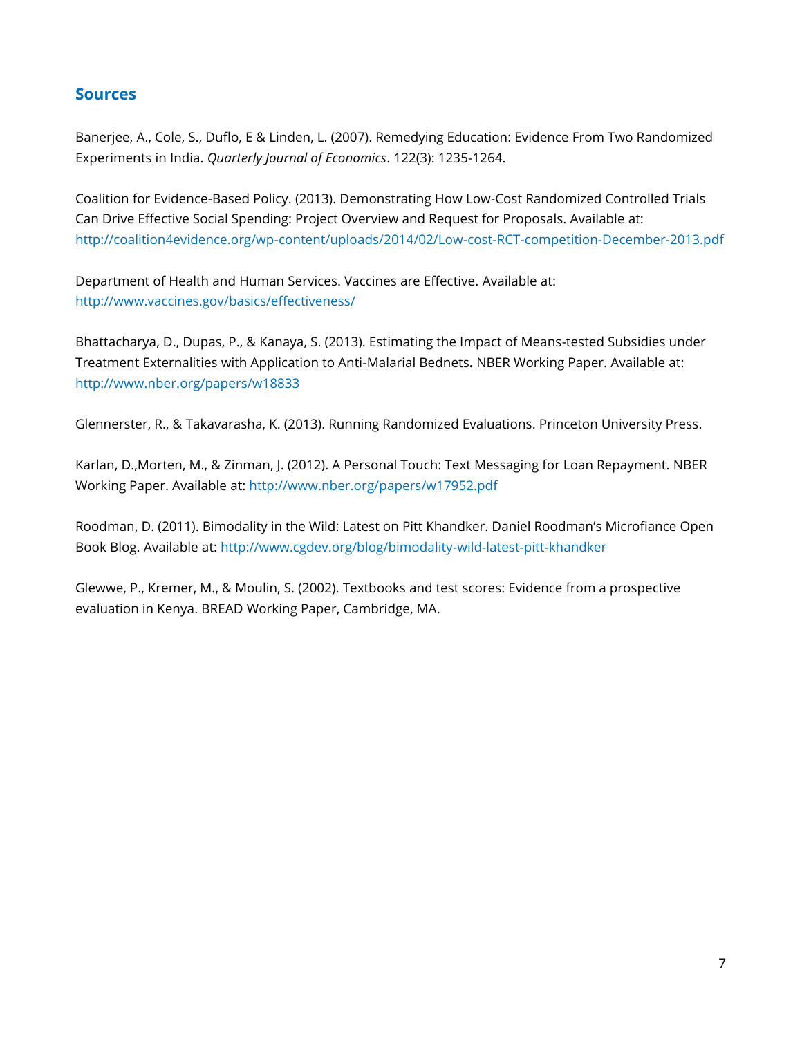## Sources

Banerjee, A., Cole, S., Duflo, E & Linden, L. (2007). Remedying Education: Evidence From Two Randomized Experiments in India. *Quarterly Journal of Economics*. 122(3): 1235-1264.

Coalition for Evidence-Based Policy. (2013). Demonstrating How Low-Cost Randomized Controlled Trials Can Drive Effective Social Spending: Project Overview and Request for Proposals. Available at: http://coalition4evidence.org/wp-content/uploads/2014/02/Low-cost-RCT-competition-December-2013.pdf

Department of Health and Human Services. Vaccines are Effective. Available at: http://www.vaccines.gov/basics/effectiveness/

Bhattacharya, D., Dupas, P., & Kanaya, S. (2013). Estimating the Impact of Means-tested Subsidies under Treatment Externalities with Application to Anti-Malarial Bednets**.** NBER Working Paper. Available at: http://www.nber.org/papers/w18833

Glennerster, R., & Takavarasha, K. (2013). Running Randomized Evaluations. Princeton University Press.

Karlan, D.,Morten, M., & Zinman, J. (2012). A Personal Touch: Text Messaging for Loan Repayment. NBER Working Paper. Available at: http://www.nber.org/papers/w17952.pdf

Roodman, D. (2011). Bimodality in the Wild: Latest on Pitt Khandker. Daniel Roodman's Microfiance Open Book Blog. Available at: http://www.cgdev.org/blog/bimodality-wild-latest-pitt-khandker

Glewwe, P., Kremer, M., & Moulin, S. (2002). Textbooks and test scores: Evidence from a prospective evaluation in Kenya. BREAD Working Paper, Cambridge, MA.